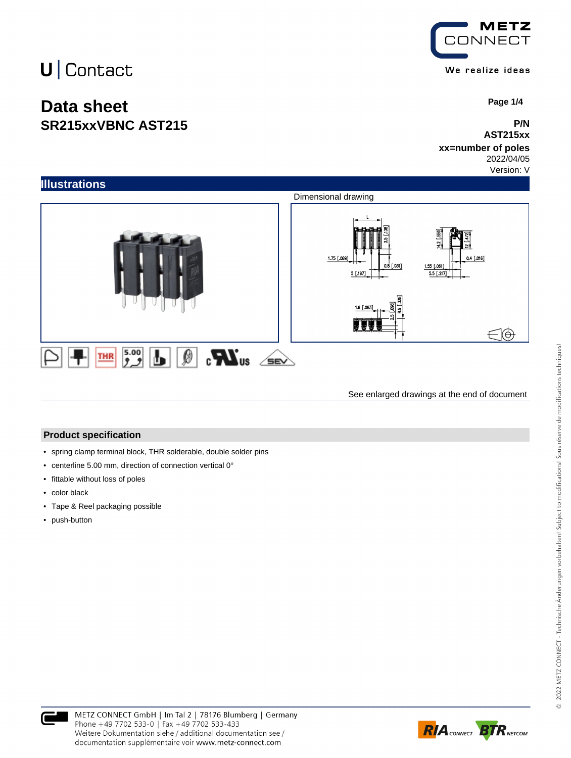U | Contact

METZ CONNECT

We realize ideas

# Data sheet
## SR215xxVBNC AST215

**P/N**
**AST215xx**
**xx=number of poles**
2022/04/05
Version: V

## Illustrations

Dimensional drawing

See enlarged drawings at the end of document

## Product specification

- spring clamp terminal block, THR solderable, double solder pins
- centerline 5.00 mm, direction of connection vertical 0°
- fittable without loss of poles
- color black
- Tape & Reel packaging possible
- push-button

METZ CONNECT GmbH | Im Tal 2 | 78176 Blumberg | Germany
Phone +49 7702 533-0 | Fax +49 7702 533-433
Weitere Dokumentation siehe / additional documentation see /
documentation supplémentaire voir www.metz-connect.com

© 2022 METZ CONNECT - Technische Änderungen vorbehalten! Subject to modifications! Sous réserve de modifications techniques!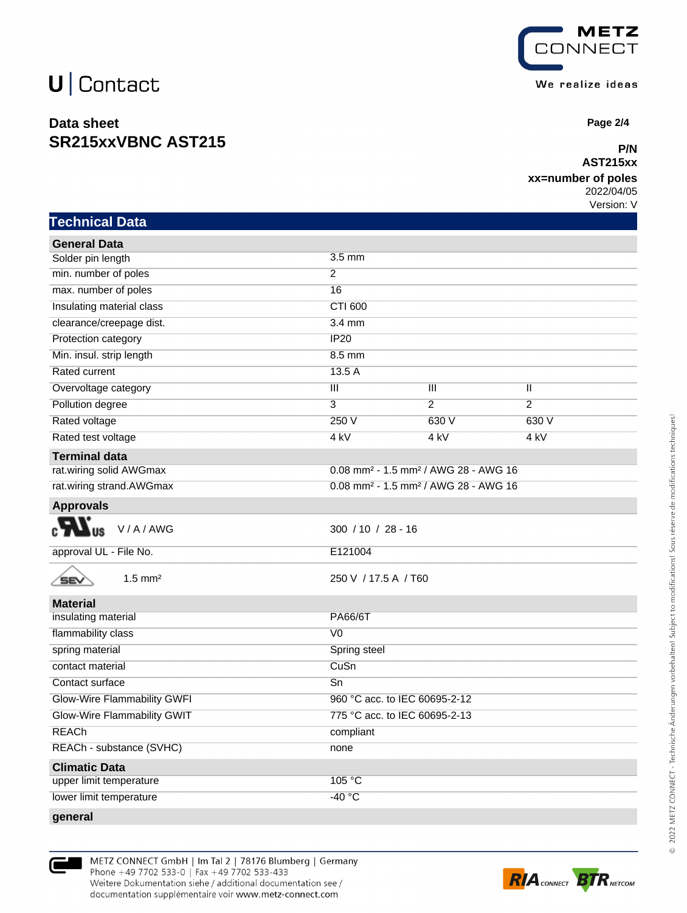# Data sheet
## SR215xxVBNC AST215

**P/N**
**AST215xx**
**xx=number of poles**
2022/04/05
Version: V

## Technical Data

| **General Data** | | | |
|---|---|---|---|
| Solder pin length | 3.5 mm | | |
| min. number of poles | 2 | | |
| max. number of poles | 16 | | |
| Insulating material class | CTI 600 | | |
| clearance/creepage dist. | 3.4 mm | | |
| Protection category | IP20 | | |
| Min. insul. strip length | 8.5 mm | | |
| Rated current | 13.5 A | | |
| Overvoltage category | III | III | II |
| Pollution degree | 3 | 2 | 2 |
| Rated voltage | 250 V | 630 V | 630 V |
| Rated test voltage | 4 kV | 4 kV | 4 kV |
| **Terminal data** | | | |
| rat.wiring solid AWGmax | 0.08 mm² - 1.5 mm² / AWG 28 - AWG 16 | | |
| rat.wiring strand.AWGmax | 0.08 mm² - 1.5 mm² / AWG 28 - AWG 16 | | |
| **Approvals** | | | |
| cURus V / A / AWG | 300 / 10 / 28 - 16 | | |
| approval UL - File No. | E121004 | | |
| SEV 1.5 mm² | 250 V / 17.5 A / T60 | | |
| **Material** | | | |
| insulating material | PA66/6T | | |
| flammability class | V0 | | |
| spring material | Spring steel | | |
| contact material | CuSn | | |
| Contact surface | Sn | | |
| Glow-Wire Flammability GWFI | 960 °C acc. to IEC 60695-2-12 | | |
| Glow-Wire Flammability GWIT | 775 °C acc. to IEC 60695-2-13 | | |
| REACh | compliant | | |
| REACh - substance (SVHC) | none | | |
| **Climatic Data** | | | |
| upper limit temperature | 105 °C | | |
| lower limit temperature | -40 °C | | |
| **general** | | | |

METZ CONNECT GmbH | Im Tal 2 | 78176 Blumberg | Germany
Phone +49 7702 533-0 | Fax +49 7702 533-433
Weitere Dokumentation siehe / additional documentation see / documentation supplémentaire voir www.metz-connect.com

© 2022 METZ CONNECT - Technische Änderungen vorbehalten! Subject to modifications! Sous réserve de modifications techniques!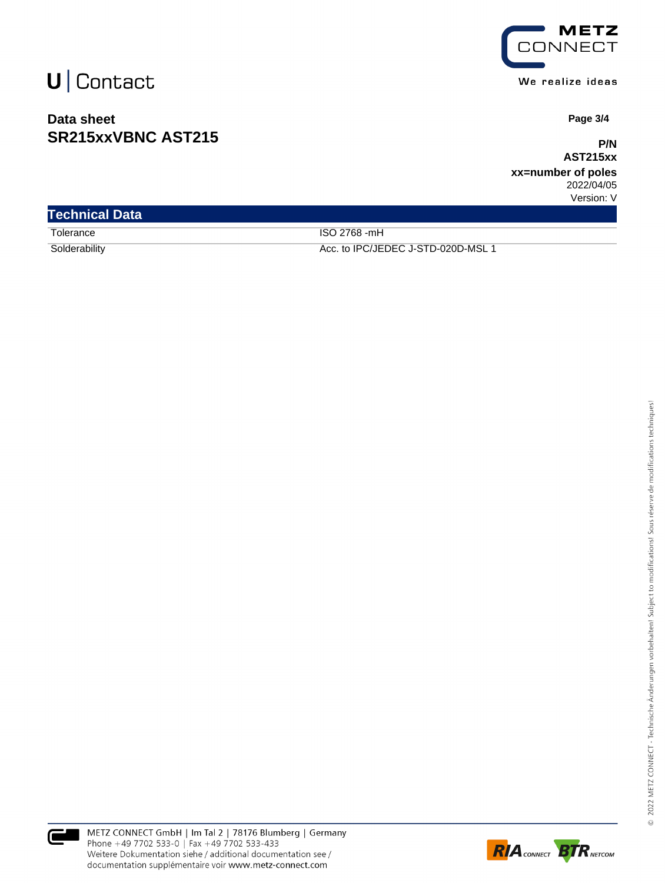**Data sheet**
**SR215xxVBNC AST215**

**P/N**
**AST215xx**
**xx=number of poles**
2022/04/05
Version: V

## Technical Data

| | |
|---|---|
| Tolerance | ISO 2768 -mH |
| Solderability | Acc. to IPC/JEDEC J-STD-020D-MSL 1 |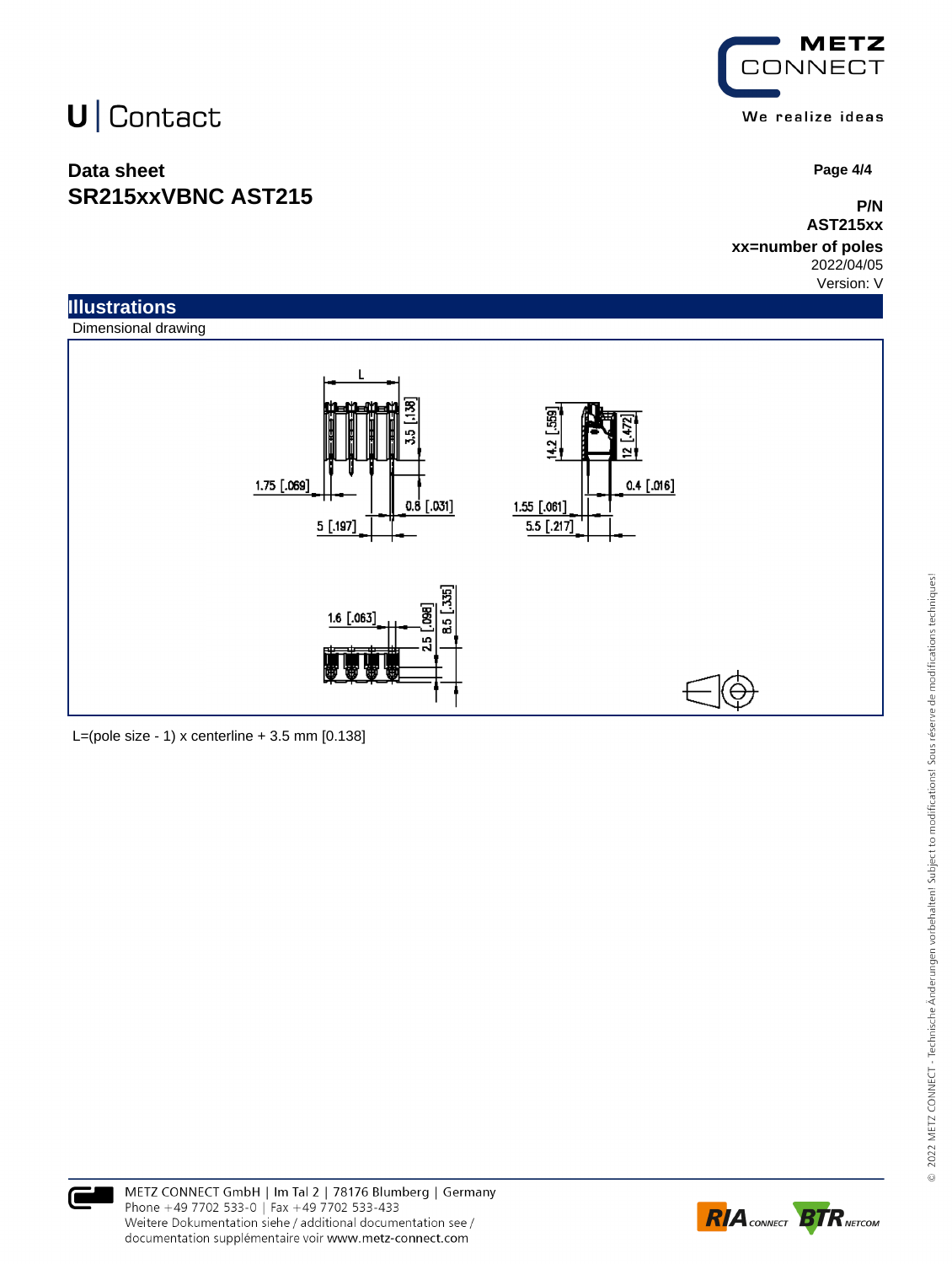U | Contact

**Data sheet**
**SR215xxVBNC AST215**

**P/N**
**AST215xx**
**xx=number of poles**
2022/04/05
Version: V

## Illustrations

Dimensional drawing

L
3.5 [.138]
1.75 [.069]
0.8 [.031]
5 [.197]
14.2 [.559]
12 [.472]
0.4 [.016]
1.55 [.061]
5.5 [.217]
1.6 [.063]
2.5 [.098]
8.5 [.335]

L=(pole size - 1) x centerline + 3.5 mm [0.138]

METZ CONNECT GmbH | Im Tal 2 | 78176 Blumberg | Germany
Phone +49 7702 533-0 | Fax +49 7702 533-433
Weitere Dokumentation siehe / additional documentation see / documentation supplémentaire voir www.metz-connect.com

© 2022 METZ CONNECT - Technische Änderungen vorbehalten! Subject to modifications! Sous réserve de modifications techniques!